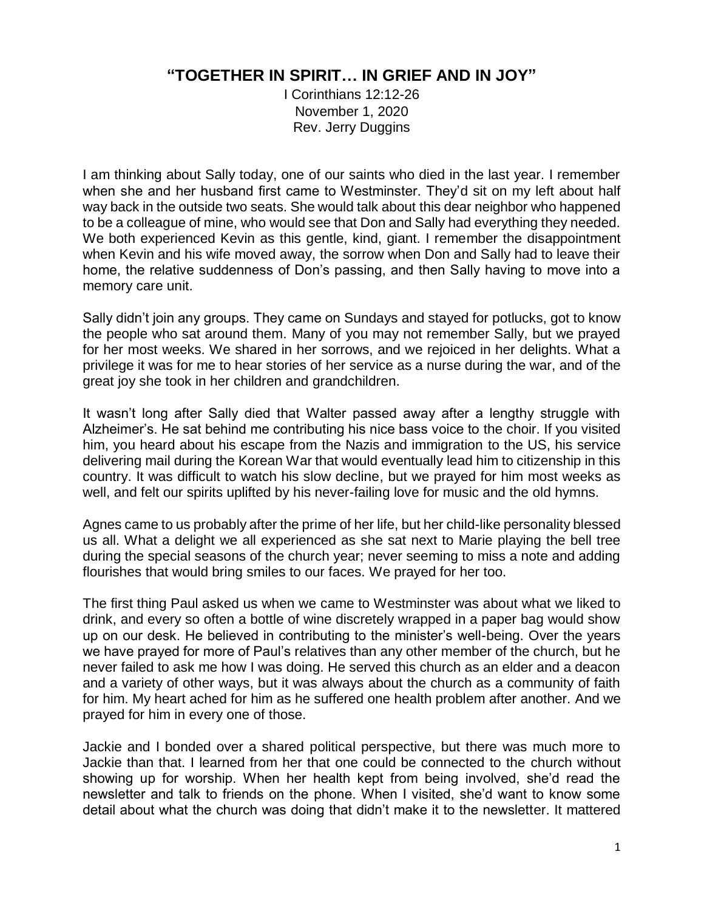# "TOGETHER IN SPIRIT… IN GRIEF AND IN JOY"

I Corinthians 12:12-26
November 1, 2020
Rev. Jerry Duggins

I am thinking about Sally today, one of our saints who died in the last year. I remember when she and her husband first came to Westminster. They'd sit on my left about half way back in the outside two seats. She would talk about this dear neighbor who happened to be a colleague of mine, who would see that Don and Sally had everything they needed. We both experienced Kevin as this gentle, kind, giant. I remember the disappointment when Kevin and his wife moved away, the sorrow when Don and Sally had to leave their home, the relative suddenness of Don's passing, and then Sally having to move into a memory care unit.

Sally didn't join any groups. They came on Sundays and stayed for potlucks, got to know the people who sat around them. Many of you may not remember Sally, but we prayed for her most weeks. We shared in her sorrows, and we rejoiced in her delights. What a privilege it was for me to hear stories of her service as a nurse during the war, and of the great joy she took in her children and grandchildren.

It wasn't long after Sally died that Walter passed away after a lengthy struggle with Alzheimer's. He sat behind me contributing his nice bass voice to the choir. If you visited him, you heard about his escape from the Nazis and immigration to the US, his service delivering mail during the Korean War that would eventually lead him to citizenship in this country. It was difficult to watch his slow decline, but we prayed for him most weeks as well, and felt our spirits uplifted by his never-failing love for music and the old hymns.

Agnes came to us probably after the prime of her life, but her child-like personality blessed us all. What a delight we all experienced as she sat next to Marie playing the bell tree during the special seasons of the church year; never seeming to miss a note and adding flourishes that would bring smiles to our faces. We prayed for her too.

The first thing Paul asked us when we came to Westminster was about what we liked to drink, and every so often a bottle of wine discretely wrapped in a paper bag would show up on our desk. He believed in contributing to the minister's well-being. Over the years we have prayed for more of Paul's relatives than any other member of the church, but he never failed to ask me how I was doing. He served this church as an elder and a deacon and a variety of other ways, but it was always about the church as a community of faith for him. My heart ached for him as he suffered one health problem after another. And we prayed for him in every one of those.

Jackie and I bonded over a shared political perspective, but there was much more to Jackie than that. I learned from her that one could be connected to the church without showing up for worship. When her health kept from being involved, she'd read the newsletter and talk to friends on the phone. When I visited, she'd want to know some detail about what the church was doing that didn't make it to the newsletter. It mattered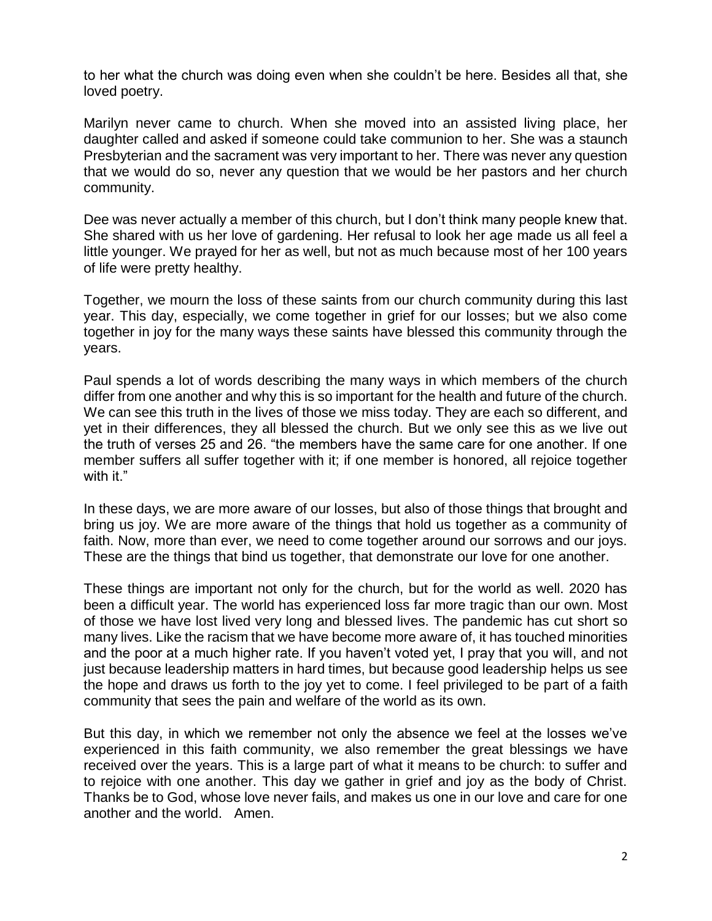to her what the church was doing even when she couldn't be here. Besides all that, she loved poetry.

Marilyn never came to church. When she moved into an assisted living place, her daughter called and asked if someone could take communion to her. She was a staunch Presbyterian and the sacrament was very important to her. There was never any question that we would do so, never any question that we would be her pastors and her church community.

Dee was never actually a member of this church, but I don't think many people knew that. She shared with us her love of gardening. Her refusal to look her age made us all feel a little younger. We prayed for her as well, but not as much because most of her 100 years of life were pretty healthy.

Together, we mourn the loss of these saints from our church community during this last year. This day, especially, we come together in grief for our losses; but we also come together in joy for the many ways these saints have blessed this community through the years.

Paul spends a lot of words describing the many ways in which members of the church differ from one another and why this is so important for the health and future of the church. We can see this truth in the lives of those we miss today. They are each so different, and yet in their differences, they all blessed the church. But we only see this as we live out the truth of verses 25 and 26. "the members have the same care for one another. If one member suffers all suffer together with it; if one member is honored, all rejoice together with it."

In these days, we are more aware of our losses, but also of those things that brought and bring us joy. We are more aware of the things that hold us together as a community of faith. Now, more than ever, we need to come together around our sorrows and our joys. These are the things that bind us together, that demonstrate our love for one another.

These things are important not only for the church, but for the world as well. 2020 has been a difficult year. The world has experienced loss far more tragic than our own. Most of those we have lost lived very long and blessed lives. The pandemic has cut short so many lives. Like the racism that we have become more aware of, it has touched minorities and the poor at a much higher rate. If you haven't voted yet, I pray that you will, and not just because leadership matters in hard times, but because good leadership helps us see the hope and draws us forth to the joy yet to come. I feel privileged to be part of a faith community that sees the pain and welfare of the world as its own.

But this day, in which we remember not only the absence we feel at the losses we've experienced in this faith community, we also remember the great blessings we have received over the years. This is a large part of what it means to be church: to suffer and to rejoice with one another. This day we gather in grief and joy as the body of Christ. Thanks be to God, whose love never fails, and makes us one in our love and care for one another and the world. Amen.